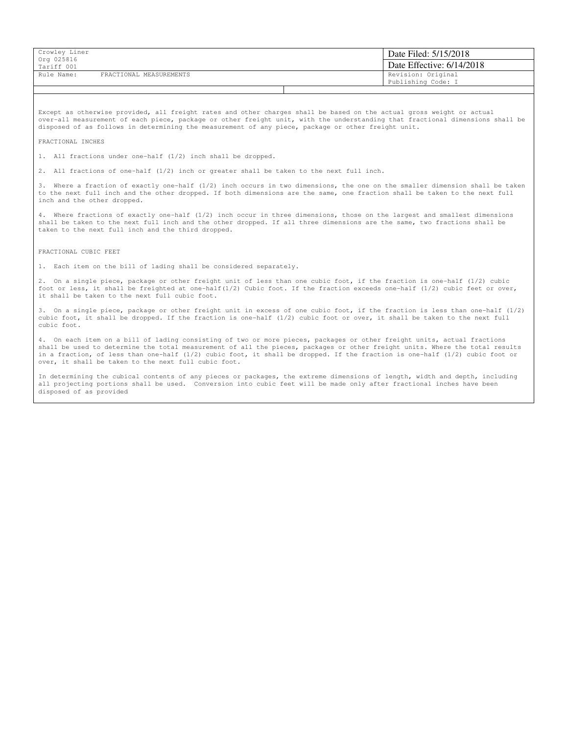| Crowley Liner<br>Org 025816<br>Tariff 001 | Date Filed: 5/15/2018<br>Date Effective: 6/14/2018 |
| --- | --- |
| Rule Name: FRACTIONAL MEASUREMENTS | Revision: Original<br>Publishing Code: I |

Except as otherwise provided, all freight rates and other charges shall be based on the actual gross weight or actual over-all measurement of each piece, package or other freight unit, with the understanding that fractional dimensions shall be disposed of as follows in determining the measurement of any piece, package or other freight unit.

FRACTIONAL INCHES

1. All fractions under one-half (1/2) inch shall be dropped.

2. All fractions of one-half (1/2) inch or greater shall be taken to the next full inch.

3. Where a fraction of exactly one-half (1/2) inch occurs in two dimensions, the one on the smaller dimension shall be taken to the next full inch and the other dropped. If both dimensions are the same, one fraction shall be taken to the next full inch and the other dropped.

4. Where fractions of exactly one-half (1/2) inch occur in three dimensions, those on the largest and smallest dimensions shall be taken to the next full inch and the other dropped. If all three dimensions are the same, two fractions shall be taken to the next full inch and the third dropped.

FRACTIONAL CUBIC FEET

1. Each item on the bill of lading shall be considered separately.

2. On a single piece, package or other freight unit of less than one cubic foot, if the fraction is one-half (1/2) cubic foot or less, it shall be freighted at one-half(1/2) Cubic foot. If the fraction exceeds one-half (1/2) cubic feet or over, it shall be taken to the next full cubic foot.

3. On a single piece, package or other freight unit in excess of one cubic foot, if the fraction is less than one-half (1/2) cubic foot, it shall be dropped. If the fraction is one-half (1/2) cubic foot or over, it shall be taken to the next full cubic foot.

4. On each item on a bill of lading consisting of two or more pieces, packages or other freight units, actual fractions shall be used to determine the total measurement of all the pieces, packages or other freight units. Where the total results in a fraction, of less than one-half (1/2) cubic foot, it shall be dropped. If the fraction is one-half (1/2) cubic foot or over, it shall be taken to the next full cubic foot.

In determining the cubical contents of any pieces or packages, the extreme dimensions of length, width and depth, including all projecting portions shall be used. Conversion into cubic feet will be made only after fractional inches have been disposed of as provided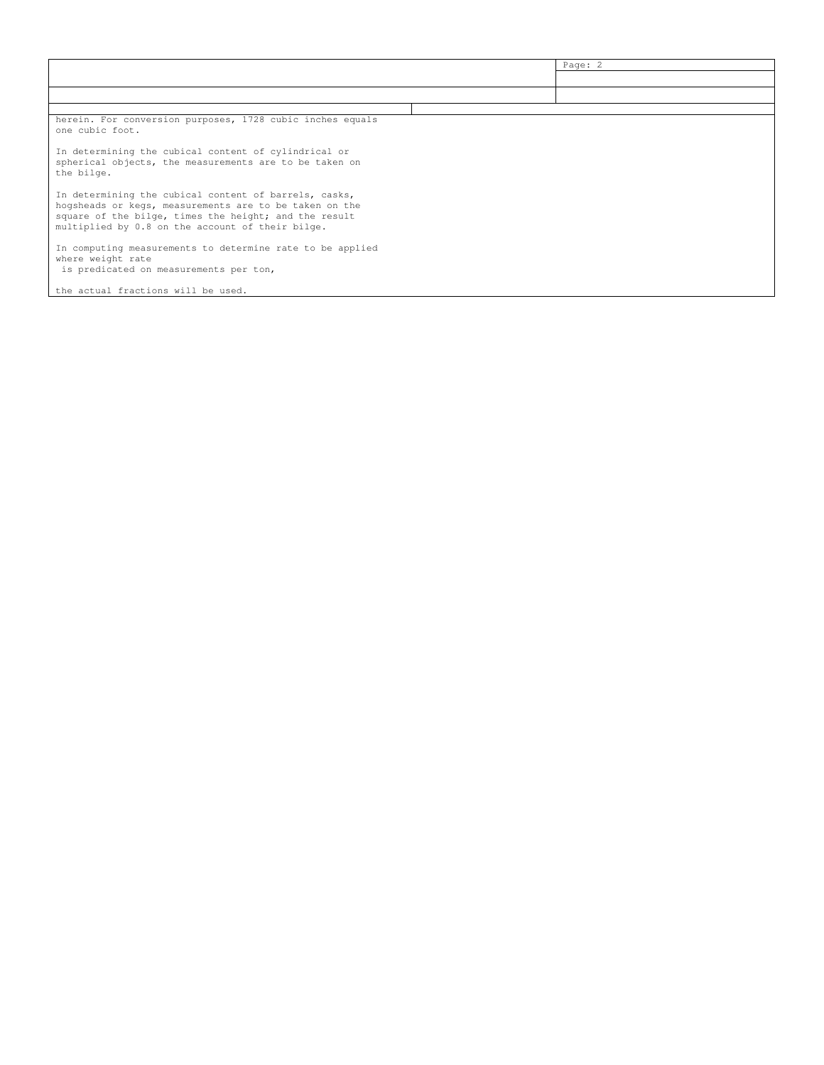herein. For conversion purposes, 1728 cubic inches equals one cubic foot.

In determining the cubical content of cylindrical or spherical objects, the measurements are to be taken on the bilge.

In determining the cubical content of barrels, casks, hogsheads or kegs, measurements are to be taken on the square of the bilge, times the height; and the result multiplied by 0.8 on the account of their bilge.

In computing measurements to determine rate to be applied where weight rate is predicated on measurements per ton,

the actual fractions will be used.